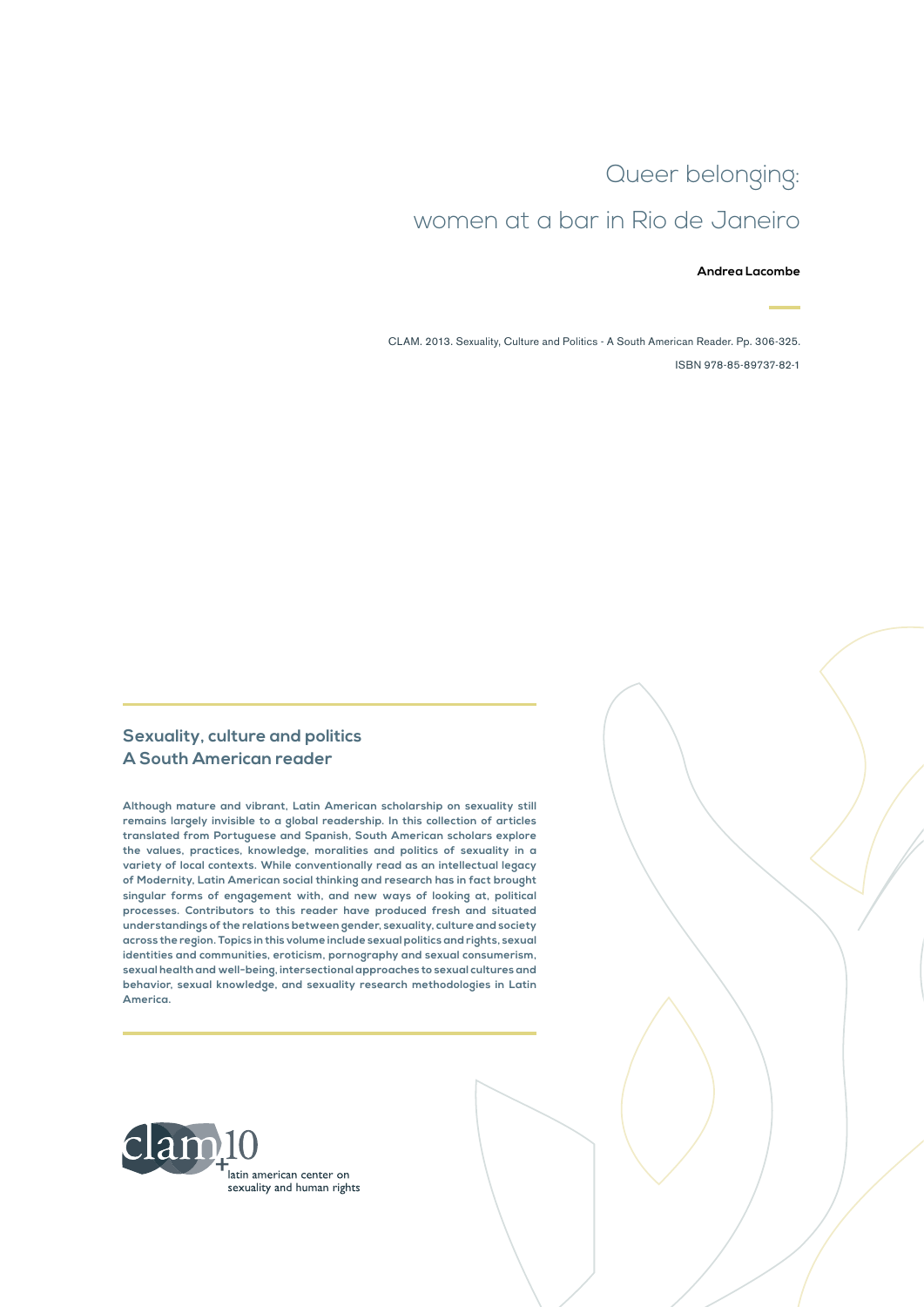# Queer belonging: women at a bar in Rio de Janeiro

**Andrea Lacombe**

CLAM. 2013. Sexuality, Culture and Politics - A South American Reader. Pp. 306-325.

ISBN 978-85-89737-82-1

## Sexuality, culture and politics
## A South American reader

**Although mature and vibrant, Latin American scholarship on sexuality still remains largely invisible to a global readership. In this collection of articles translated from Portuguese and Spanish, South American scholars explore the values, practices, knowledge, moralities and politics of sexuality in a variety of local contexts. While conventionally read as an intellectual legacy of Modernity, Latin American social thinking and research has in fact brought singular forms of engagement with, and new ways of looking at, political processes. Contributors to this reader have produced fresh and situated understandings of the relations between gender, sexuality, culture and society across the region. Topics in this volume include sexual politics and rights, sexual identities and communities, eroticism, pornography and sexual consumerism, sexual health and well-being, intersectional approaches to sexual cultures and behavior, sexual knowledge, and sexuality research methodologies in Latin America.**

clam+10
latin american center on sexuality and human rights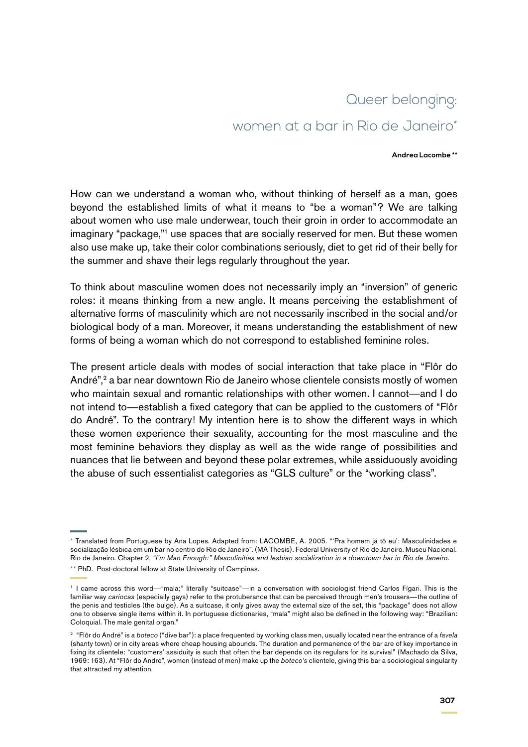# Queer belonging: women at a bar in Rio de Janeiro*

**Andrea Lacombe ****

How can we understand a woman who, without thinking of herself as a man, goes beyond the established limits of what it means to "be a woman"? We are talking about women who use male underwear, touch their groin in order to accommodate an imaginary "package,"[1] use spaces that are socially reserved for men. But these women also use make up, take their color combinations seriously, diet to get rid of their belly for the summer and shave their legs regularly throughout the year.

To think about masculine women does not necessarily imply an "inversion" of generic roles: it means thinking from a new angle. It means perceiving the establishment of alternative forms of masculinity which are not necessarily inscribed in the social and/or biological body of a man. Moreover, it means understanding the establishment of new forms of being a woman which do not correspond to established feminine roles.

The present article deals with modes of social interaction that take place in "Flôr do André",[2] a bar near downtown Rio de Janeiro whose clientele consists mostly of women who maintain sexual and romantic relationships with other women. I cannot—and I do not intend to—establish a fixed category that can be applied to the customers of "Flôr do André". To the contrary! My intention here is to show the different ways in which these women experience their sexuality, accounting for the most masculine and the most feminine behaviors they display as well as the wide range of possibilities and nuances that lie between and beyond these polar extremes, while assiduously avoiding the abuse of such essentialist categories as "GLS culture" or the "working class".

---

* Translated from Portuguese by Ana Lopes. Adapted from: LACOMBE, A. 2005. "'Pra homem já tô eu': Masculinidades e socialização lésbica em um bar no centro do Rio de Janeiro". (MA Thesis). Federal University of Rio de Janeiro. Museu Nacional. Rio de Janeiro. Chapter 2, *"I'm Man Enough:" Masculinities and lesbian socialization in a downtown bar in Rio de Janeiro.*

** PhD. Post-doctoral fellow at State University of Campinas.

---

[1] I came across this word—"mala;" literally "suitcase"—in a conversation with sociologist friend Carlos Fígari. This is the familiar way *cariocas* (especially gays) refer to the protuberance that can be perceived through men's trousers—the outline of the penis and testicles (the bulge). As a suitcase, it only gives away the external size of the set, this "package" does not allow one to observe single items within it. In portuguese dictionaries, "mala" might also be defined in the following way: "Brazilian: Coloquial. The male genital organ."

[2] "Flôr do André" is a *boteco* ("dive bar"): a place frequented by working class men, usually located near the entrance of a *favela* (shanty town) or in city areas where cheap housing abounds. The duration and permanence of the bar are of key importance in fixing its clientele: "customers' assiduity is such that often the bar depends on its regulars for its survival" (Machado da Silva, 1969: 163). At "Flôr do André", women (instead of men) make up the *boteco's* clientele, giving this bar a sociological singularity that attracted my attention.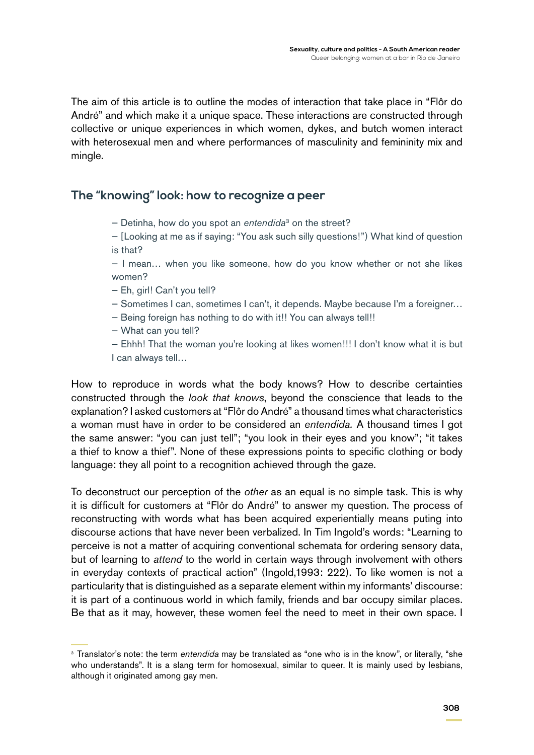The aim of this article is to outline the modes of interaction that take place in "Flôr do André" and which make it a unique space. These interactions are constructed through collective or unique experiences in which women, dykes, and butch women interact with heterosexual men and where performances of masculinity and femininity mix and mingle.

## The "knowing" look: how to recognize a peer

> – Detinha, how do you spot an *entendida*[3] on the street?
>
> – [Looking at me as if saying: "You ask such silly questions!") What kind of question is that?
>
> – I mean… when you like someone, how do you know whether or not she likes women?
>
> – Eh, girl! Can't you tell?
>
> – Sometimes I can, sometimes I can't, it depends. Maybe because I'm a foreigner…
>
> – Being foreign has nothing to do with it!! You can always tell!!
>
> – What can you tell?
>
> – Ehhh! That the woman you're looking at likes women!!! I don't know what it is but I can always tell…

How to reproduce in words what the body knows? How to describe certainties constructed through the *look that knows*, beyond the conscience that leads to the explanation? I asked customers at "Flôr do André" a thousand times what characteristics a woman must have in order to be considered an *entendida.* A thousand times I got the same answer: "you can just tell"; "you look in their eyes and you know"; "it takes a thief to know a thief". None of these expressions points to specific clothing or body language: they all point to a recognition achieved through the gaze.

To deconstruct our perception of the *other* as an equal is no simple task. This is why it is difficult for customers at "Flôr do André" to answer my question. The process of reconstructing with words what has been acquired experientially means puting into discourse actions that have never been verbalized. In Tim Ingold's words: "Learning to perceive is not a matter of acquiring conventional schemata for ordering sensory data, but of learning to *attend* to the world in certain ways through involvement with others in everyday contexts of practical action" (Ingold,1993: 222). To like women is not a particularity that is distinguished as a separate element within my informants' discourse: it is part of a continuous world in which family, friends and bar occupy similar places. Be that as it may, however, these women feel the need to meet in their own space. I

[3] Translator's note: the term *entendida* may be translated as "one who is in the know", or literally, "she who understands". It is a slang term for homosexual, similar to queer. It is mainly used by lesbians, although it originated among gay men.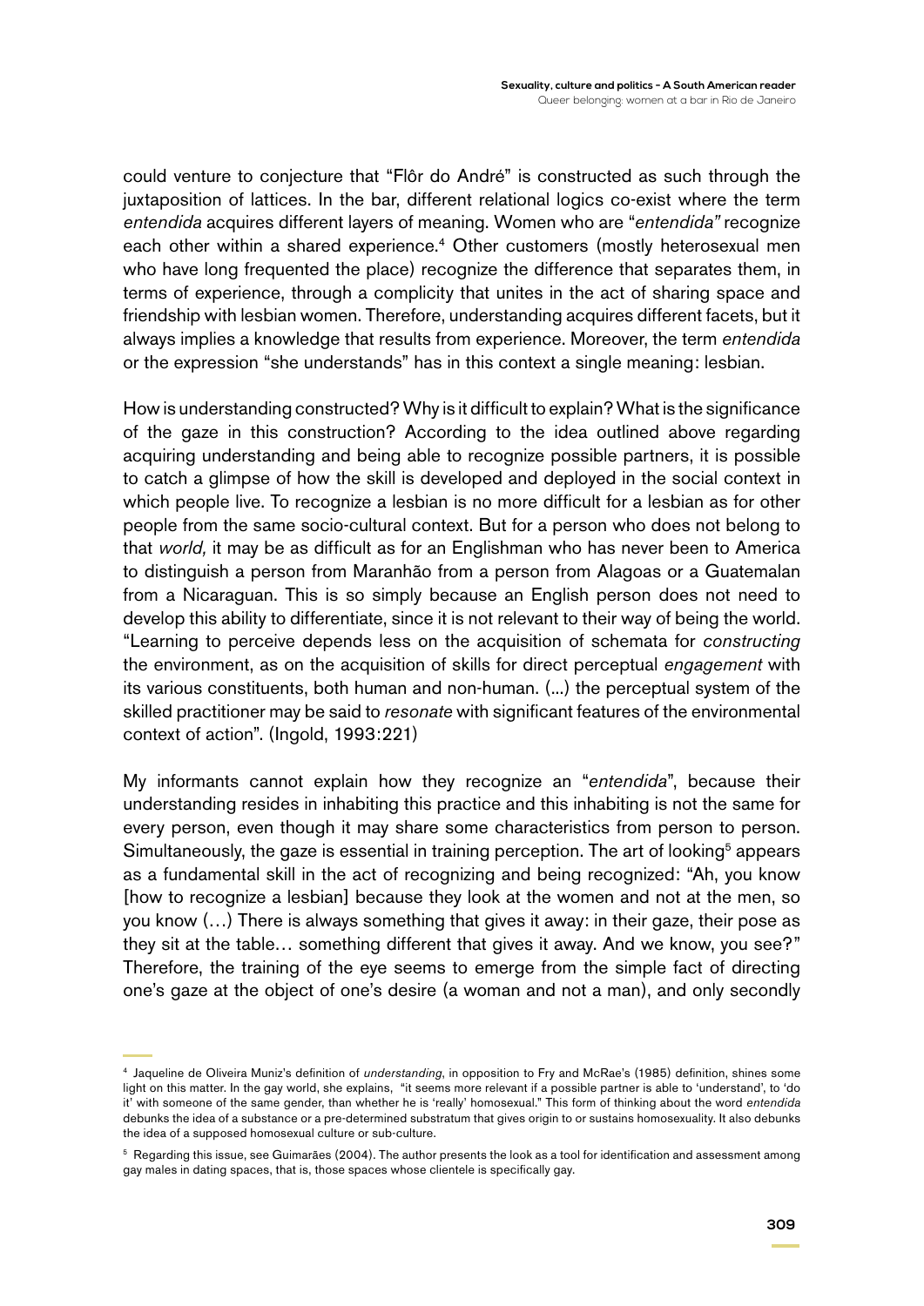could venture to conjecture that "Flôr do André" is constructed as such through the juxtaposition of lattices. In the bar, different relational logics co-exist where the term *entendida* acquires different layers of meaning. Women who are "*entendida"* recognize each other within a shared experience.[4] Other customers (mostly heterosexual men who have long frequented the place) recognize the difference that separates them, in terms of experience, through a complicity that unites in the act of sharing space and friendship with lesbian women. Therefore, understanding acquires different facets, but it always implies a knowledge that results from experience. Moreover, the term *entendida* or the expression "she understands" has in this context a single meaning: lesbian.

How is understanding constructed? Why is it difficult to explain? What is the significance of the gaze in this construction? According to the idea outlined above regarding acquiring understanding and being able to recognize possible partners, it is possible to catch a glimpse of how the skill is developed and deployed in the social context in which people live. To recognize a lesbian is no more difficult for a lesbian as for other people from the same socio-cultural context. But for a person who does not belong to that *world,* it may be as difficult as for an Englishman who has never been to America to distinguish a person from Maranhão from a person from Alagoas or a Guatemalan from a Nicaraguan. This is so simply because an English person does not need to develop this ability to differentiate, since it is not relevant to their way of being the world. "Learning to perceive depends less on the acquisition of schemata for *constructing* the environment, as on the acquisition of skills for direct perceptual *engagement* with its various constituents, both human and non-human. (...) the perceptual system of the skilled practitioner may be said to *resonate* with significant features of the environmental context of action". (Ingold, 1993:221)

My informants cannot explain how they recognize an "*entendida*", because their understanding resides in inhabiting this practice and this inhabiting is not the same for every person, even though it may share some characteristics from person to person. Simultaneously, the gaze is essential in training perception. The art of looking[5] appears as a fundamental skill in the act of recognizing and being recognized: "Ah, you know [how to recognize a lesbian] because they look at the women and not at the men, so you know (…) There is always something that gives it away: in their gaze, their pose as they sit at the table… something different that gives it away. And we know, you see?" Therefore, the training of the eye seems to emerge from the simple fact of directing one's gaze at the object of one's desire (a woman and not a man), and only secondly

---

[4] Jaqueline de Oliveira Muniz's definition of *understanding*, in opposition to Fry and McRae's (1985) definition, shines some light on this matter. In the gay world, she explains, "it seems more relevant if a possible partner is able to 'understand', to 'do it' with someone of the same gender, than whether he is 'really' homosexual." This form of thinking about the word *entendida* debunks the idea of a substance or a pre-determined substratum that gives origin to or sustains homosexuality. It also debunks the idea of a supposed homosexual culture or sub-culture.

[5] Regarding this issue, see Guimarães (2004). The author presents the look as a tool for identification and assessment among gay males in dating spaces, that is, those spaces whose clientele is specifically gay.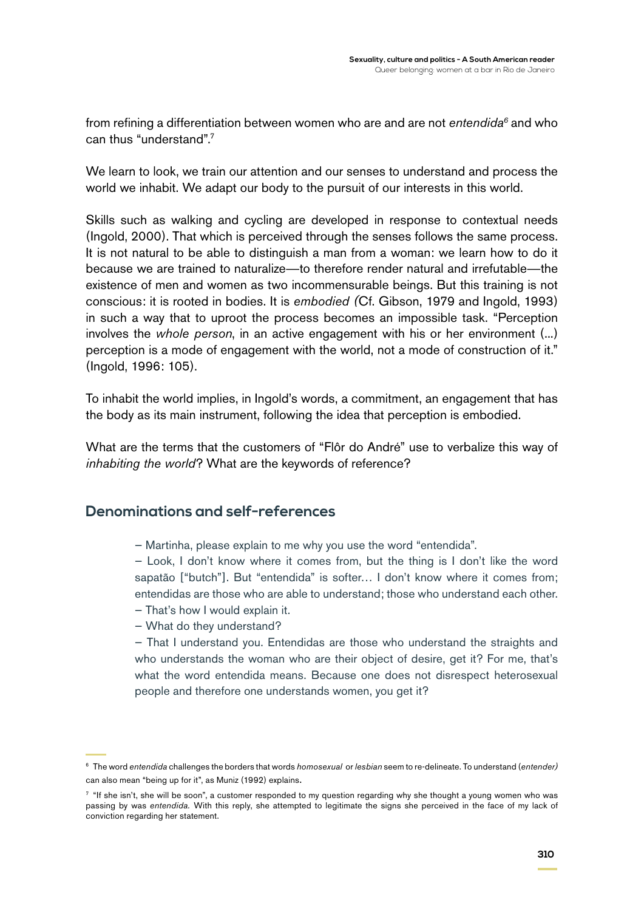from refining a differentiation between women who are and are not *entendida*[6] and who can thus "understand".[7]

We learn to look, we train our attention and our senses to understand and process the world we inhabit. We adapt our body to the pursuit of our interests in this world.

Skills such as walking and cycling are developed in response to contextual needs (Ingold, 2000). That which is perceived through the senses follows the same process. It is not natural to be able to distinguish a man from a woman: we learn how to do it because we are trained to naturalize—to therefore render natural and irrefutable—the existence of men and women as two incommensurable beings. But this training is not conscious: it is rooted in bodies. It is *embodied (*Cf. Gibson, 1979 and Ingold, 1993) in such a way that to uproot the process becomes an impossible task. "Perception involves the *whole person*, in an active engagement with his or her environment (...) perception is a mode of engagement with the world, not a mode of construction of it." (Ingold, 1996: 105).

To inhabit the world implies, in Ingold's words, a commitment, an engagement that has the body as its main instrument, following the idea that perception is embodied.

What are the terms that the customers of "Flôr do André" use to verbalize this way of *inhabiting the world*? What are the keywords of reference?

## Denominations and self-references

> – Martinha, please explain to me why you use the word "entendida".
>
> – Look, I don't know where it comes from, but the thing is I don't like the word sapatão ["butch"]. But "entendida" is softer… I don't know where it comes from; entendidas are those who are able to understand; those who understand each other.
>
> – That's how I would explain it.
>
> – What do they understand?
>
> – That I understand you. Entendidas are those who understand the straights and who understands the woman who are their object of desire, get it? For me, that's what the word entendida means. Because one does not disrespect heterosexual people and therefore one understands women, you get it?

---

[6] The word *entendida* challenges the borders that words *homosexual* or *lesbian* seem to re-delineate. To understand (*entender)* can also mean "being up for it", as Muniz (1992) explains.

[7] "If she isn't, she will be soon", a customer responded to my question regarding why she thought a young women who was passing by was *entendida.* With this reply, she attempted to legitimate the signs she perceived in the face of my lack of conviction regarding her statement.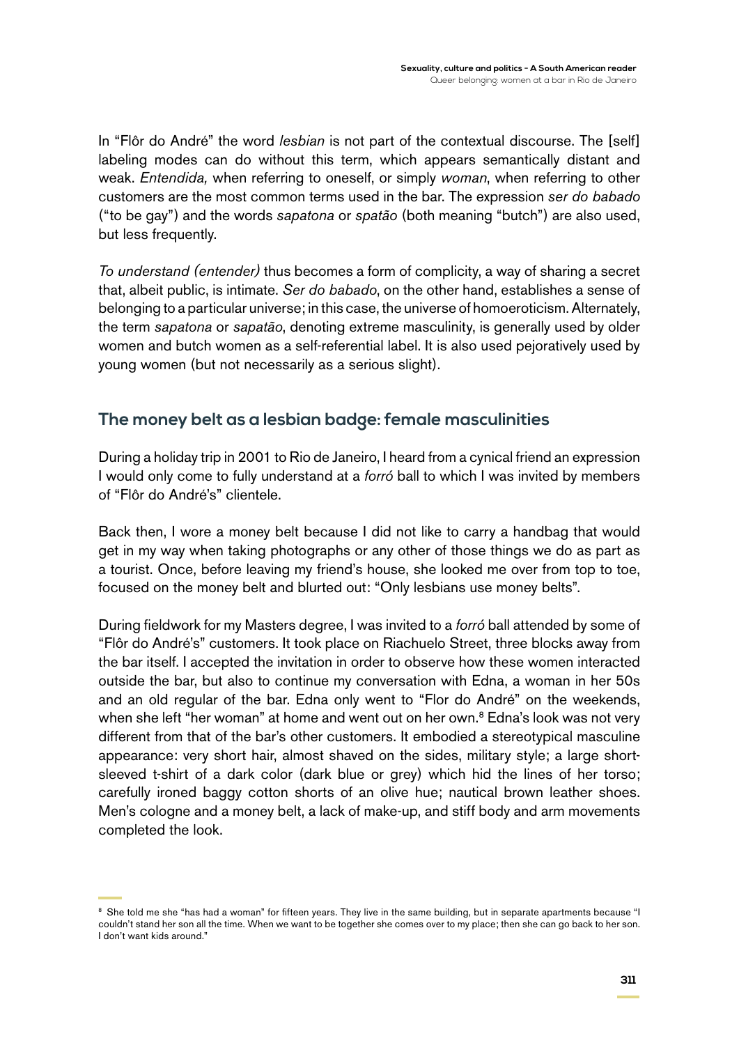In "Flôr do André" the word *lesbian* is not part of the contextual discourse. The [self] labeling modes can do without this term, which appears semantically distant and weak. *Entendida,* when referring to oneself, or simply *woman*, when referring to other customers are the most common terms used in the bar. The expression *ser do babado* ("to be gay") and the words *sapatona* or *spatão* (both meaning "butch") are also used, but less frequently.

*To understand (entender)* thus becomes a form of complicity, a way of sharing a secret that, albeit public, is intimate. *Ser do babado*, on the other hand, establishes a sense of belonging to a particular universe; in this case, the universe of homoeroticism. Alternately, the term *sapatona* or *sapatão*, denoting extreme masculinity, is generally used by older women and butch women as a self-referential label. It is also used pejoratively used by young women (but not necessarily as a serious slight).

## The money belt as a lesbian badge: female masculinities

During a holiday trip in 2001 to Rio de Janeiro, I heard from a cynical friend an expression I would only come to fully understand at a *forró* ball to which I was invited by members of "Flôr do André's" clientele.

Back then, I wore a money belt because I did not like to carry a handbag that would get in my way when taking photographs or any other of those things we do as part as a tourist. Once, before leaving my friend's house, she looked me over from top to toe, focused on the money belt and blurted out: "Only lesbians use money belts".

During fieldwork for my Masters degree, I was invited to a *forró* ball attended by some of "Flôr do André's" customers. It took place on Riachuelo Street, three blocks away from the bar itself. I accepted the invitation in order to observe how these women interacted outside the bar, but also to continue my conversation with Edna, a woman in her 50s and an old regular of the bar. Edna only went to "Flor do André" on the weekends, when she left "her woman" at home and went out on her own.[8] Edna's look was not very different from that of the bar's other customers. It embodied a stereotypical masculine appearance: very short hair, almost shaved on the sides, military style; a large short-sleeved t-shirt of a dark color (dark blue or grey) which hid the lines of her torso; carefully ironed baggy cotton shorts of an olive hue; nautical brown leather shoes. Men's cologne and a money belt, a lack of make-up, and stiff body and arm movements completed the look.

[8] She told me she "has had a woman" for fifteen years. They live in the same building, but in separate apartments because "I couldn't stand her son all the time. When we want to be together she comes over to my place; then she can go back to her son. I don't want kids around."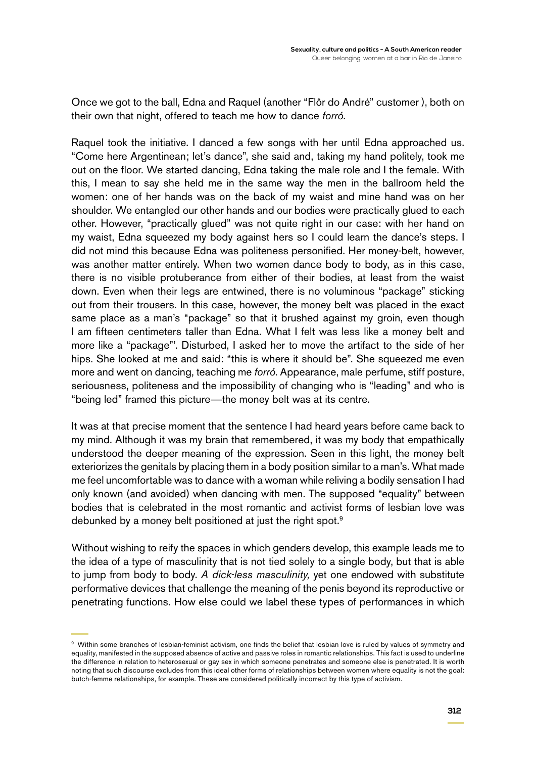Once we got to the ball, Edna and Raquel (another "Flôr do André" customer ), both on their own that night, offered to teach me how to dance *forró*.

Raquel took the initiative. I danced a few songs with her until Edna approached us. "Come here Argentinean; let's dance", she said and, taking my hand politely, took me out on the floor. We started dancing, Edna taking the male role and I the female. With this, I mean to say she held me in the same way the men in the ballroom held the women: one of her hands was on the back of my waist and mine hand was on her shoulder. We entangled our other hands and our bodies were practically glued to each other. However, "practically glued" was not quite right in our case: with her hand on my waist, Edna squeezed my body against hers so I could learn the dance's steps. I did not mind this because Edna was politeness personified. Her money-belt, however, was another matter entirely. When two women dance body to body, as in this case, there is no visible protuberance from either of their bodies, at least from the waist down. Even when their legs are entwined, there is no voluminous "package" sticking out from their trousers. In this case, however, the money belt was placed in the exact same place as a man's "package" so that it brushed against my groin, even though I am fifteen centimeters taller than Edna. What I felt was less like a money belt and more like a "package"'. Disturbed, I asked her to move the artifact to the side of her hips. She looked at me and said: "this is where it should be". She squeezed me even more and went on dancing, teaching me *forró*. Appearance, male perfume, stiff posture, seriousness, politeness and the impossibility of changing who is "leading" and who is "being led" framed this picture—the money belt was at its centre.

It was at that precise moment that the sentence I had heard years before came back to my mind. Although it was my brain that remembered, it was my body that empathically understood the deeper meaning of the expression. Seen in this light, the money belt exteriorizes the genitals by placing them in a body position similar to a man's. What made me feel uncomfortable was to dance with a woman while reliving a bodily sensation I had only known (and avoided) when dancing with men. The supposed "equality" between bodies that is celebrated in the most romantic and activist forms of lesbian love was debunked by a money belt positioned at just the right spot.[9]

Without wishing to reify the spaces in which genders develop, this example leads me to the idea of a type of masculinity that is not tied solely to a single body, but that is able to jump from body to body. *A dick-less masculinity,* yet one endowed with substitute performative devices that challenge the meaning of the penis beyond its reproductive or penetrating functions. How else could we label these types of performances in which

[9] Within some branches of lesbian-feminist activism, one finds the belief that lesbian love is ruled by values of symmetry and equality, manifested in the supposed absence of active and passive roles in romantic relationships. This fact is used to underline the difference in relation to heterosexual or gay sex in which someone penetrates and someone else is penetrated. It is worth noting that such discourse excludes from this ideal other forms of relationships between women where equality is not the goal: butch-femme relationships, for example. These are considered politically incorrect by this type of activism.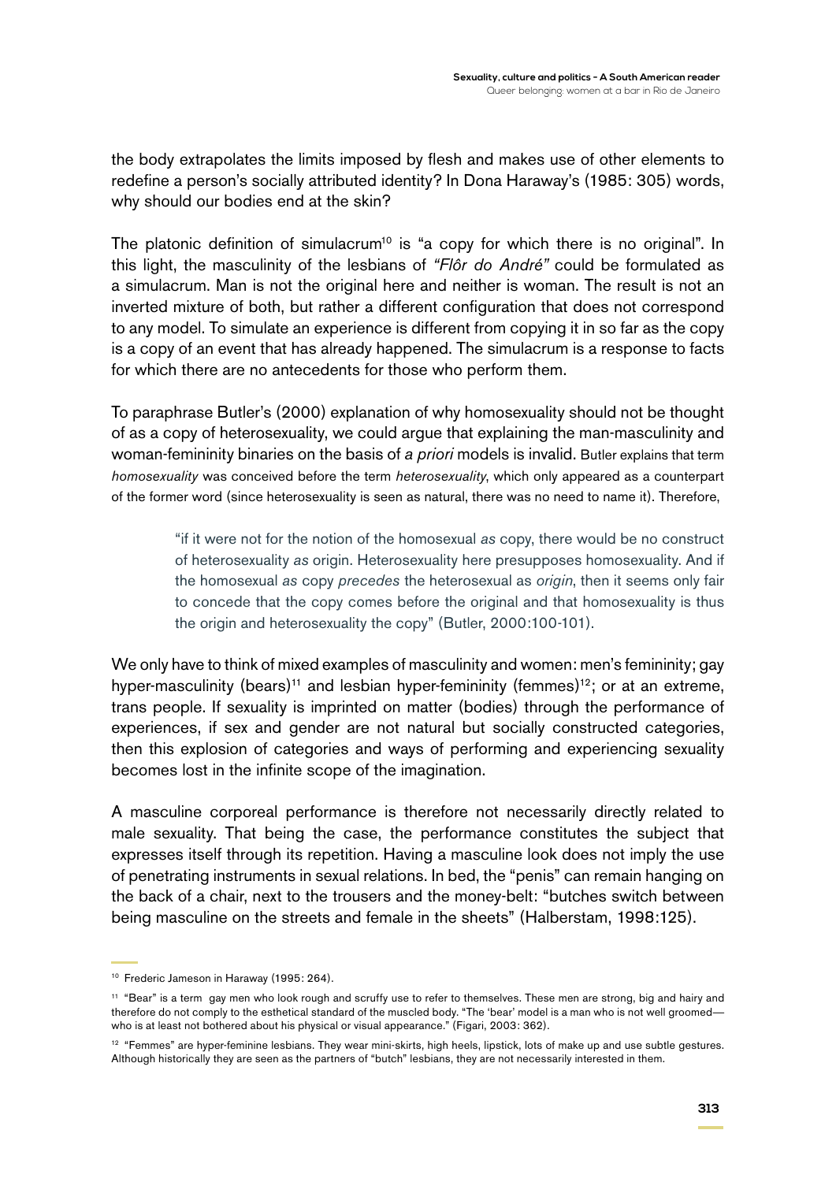the body extrapolates the limits imposed by flesh and makes use of other elements to redefine a person's socially attributed identity? In Dona Haraway's (1985: 305) words, why should our bodies end at the skin?

The platonic definition of simulacrum[10] is "a copy for which there is no original". In this light, the masculinity of the lesbians of *"Flôr do André"* could be formulated as a simulacrum. Man is not the original here and neither is woman. The result is not an inverted mixture of both, but rather a different configuration that does not correspond to any model. To simulate an experience is different from copying it in so far as the copy is a copy of an event that has already happened. The simulacrum is a response to facts for which there are no antecedents for those who perform them.

To paraphrase Butler's (2000) explanation of why homosexuality should not be thought of as a copy of heterosexuality, we could argue that explaining the man-masculinity and woman-femininity binaries on the basis of *a priori* models is invalid. Butler explains that term *homosexuality* was conceived before the term *heterosexuality*, which only appeared as a counterpart of the former word (since heterosexuality is seen as natural, there was no need to name it). Therefore,

> "if it were not for the notion of the homosexual *as* copy, there would be no construct of heterosexuality *as* origin. Heterosexuality here presupposes homosexuality. And if the homosexual *as* copy *precedes* the heterosexual as *origin*, then it seems only fair to concede that the copy comes before the original and that homosexuality is thus the origin and heterosexuality the copy" (Butler, 2000:100-101).

We only have to think of mixed examples of masculinity and women: men's femininity; gay hyper-masculinity (bears)[11] and lesbian hyper-femininity (femmes)[12]; or at an extreme, trans people. If sexuality is imprinted on matter (bodies) through the performance of experiences, if sex and gender are not natural but socially constructed categories, then this explosion of categories and ways of performing and experiencing sexuality becomes lost in the infinite scope of the imagination.

A masculine corporeal performance is therefore not necessarily directly related to male sexuality. That being the case, the performance constitutes the subject that expresses itself through its repetition. Having a masculine look does not imply the use of penetrating instruments in sexual relations. In bed, the "penis" can remain hanging on the back of a chair, next to the trousers and the money-belt: "butches switch between being masculine on the streets and female in the sheets" (Halberstam, 1998:125).

[10] Frederic Jameson in Haraway (1995: 264).

[11] "Bear" is a term gay men who look rough and scruffy use to refer to themselves. These men are strong, big and hairy and therefore do not comply to the esthetical standard of the muscled body. "The 'bear' model is a man who is not well groomed—who is at least not bothered about his physical or visual appearance." (Figari, 2003: 362).

[12] "Femmes" are hyper-feminine lesbians. They wear mini-skirts, high heels, lipstick, lots of make up and use subtle gestures. Although historically they are seen as the partners of "butch" lesbians, they are not necessarily interested in them.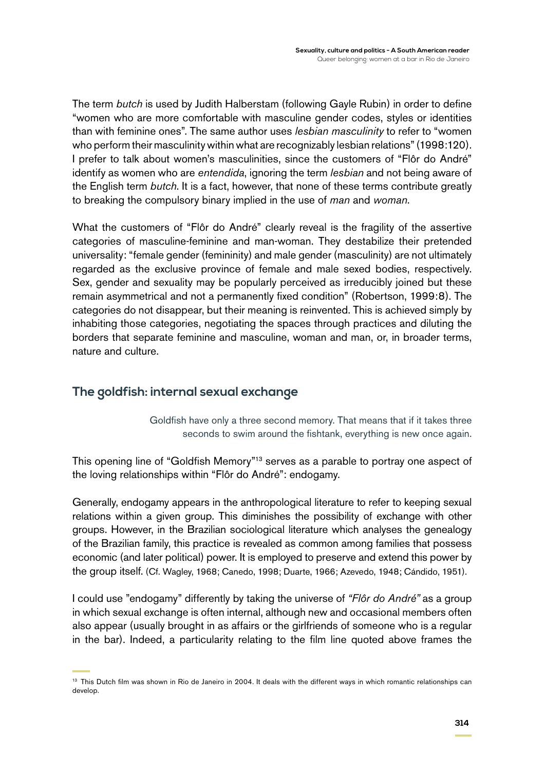The term *butch* is used by Judith Halberstam (following Gayle Rubin) in order to define "women who are more comfortable with masculine gender codes, styles or identities than with feminine ones". The same author uses *lesbian masculinity* to refer to "women who perform their masculinity within what are recognizably lesbian relations" (1998:120). I prefer to talk about women's masculinities, since the customers of "Flôr do André" identify as women who are *entendida*, ignoring the term *lesbian* and not being aware of the English term *butch*. It is a fact, however, that none of these terms contribute greatly to breaking the compulsory binary implied in the use of *man* and *woman*.

What the customers of "Flôr do André" clearly reveal is the fragility of the assertive categories of masculine-feminine and man-woman. They destabilize their pretended universality: "female gender (femininity) and male gender (masculinity) are not ultimately regarded as the exclusive province of female and male sexed bodies, respectively. Sex, gender and sexuality may be popularly perceived as irreducibly joined but these remain asymmetrical and not a permanently fixed condition" (Robertson, 1999:8). The categories do not disappear, but their meaning is reinvented. This is achieved simply by inhabiting those categories, negotiating the spaces through practices and diluting the borders that separate feminine and masculine, woman and man, or, in broader terms, nature and culture.

## The goldfish: internal sexual exchange

> Goldfish have only a three second memory. That means that if it takes three seconds to swim around the fishtank, everything is new once again.

This opening line of "Goldfish Memory"[13] serves as a parable to portray one aspect of the loving relationships within "Flôr do André": endogamy.

Generally, endogamy appears in the anthropological literature to refer to keeping sexual relations within a given group. This diminishes the possibility of exchange with other groups. However, in the Brazilian sociological literature which analyses the genealogy of the Brazilian family, this practice is revealed as common among families that possess economic (and later political) power. It is employed to preserve and extend this power by the group itself. (Cf. Wagley, 1968; Canedo, 1998; Duarte, 1966; Azevedo, 1948; Cándido, 1951).

I could use "endogamy" differently by taking the universe of *"Flôr do André"* as a group in which sexual exchange is often internal, although new and occasional members often also appear (usually brought in as affairs or the girlfriends of someone who is a regular in the bar). Indeed, a particularity relating to the film line quoted above frames the

[13] This Dutch film was shown in Rio de Janeiro in 2004. It deals with the different ways in which romantic relationships can develop.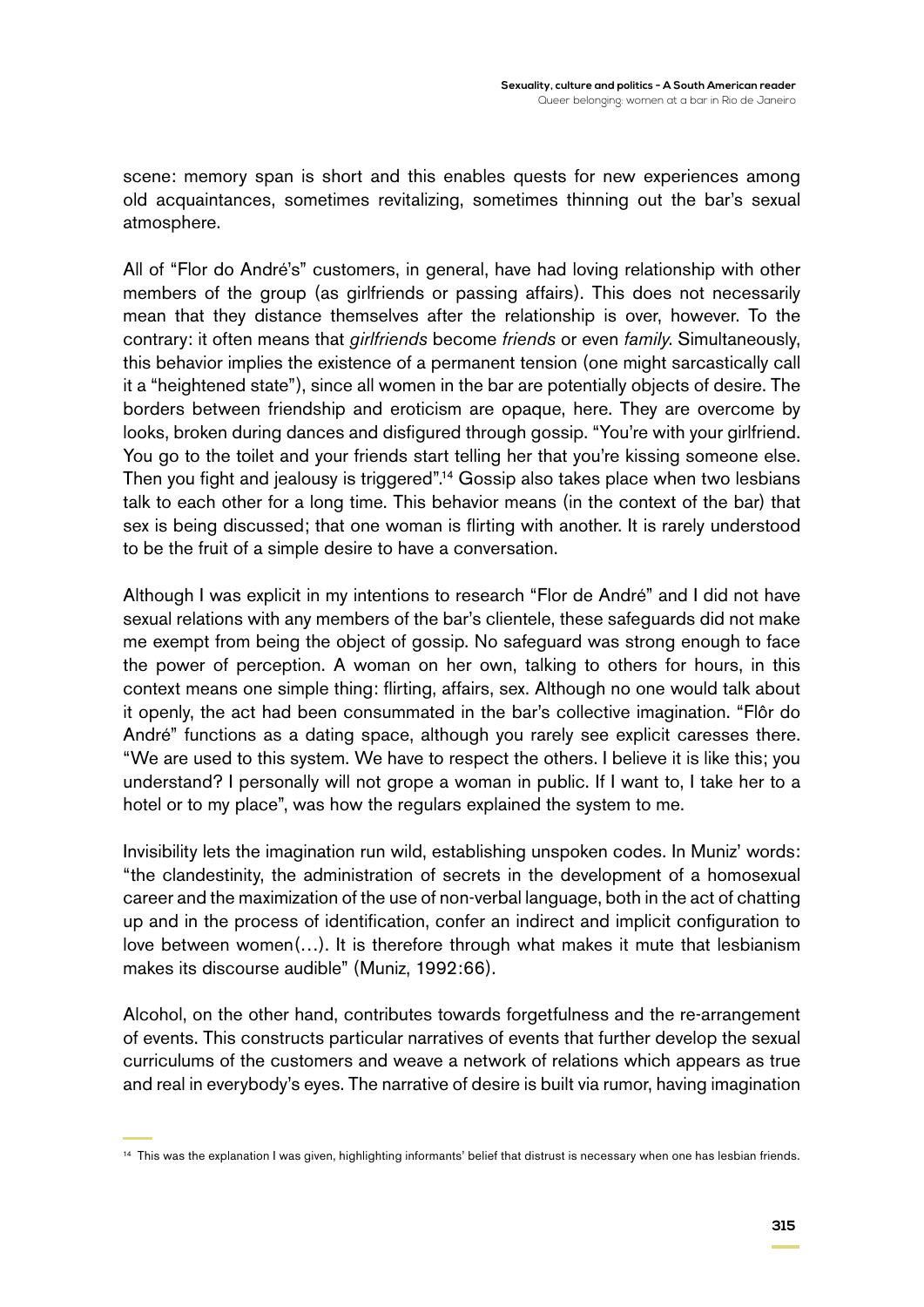scene: memory span is short and this enables quests for new experiences among old acquaintances, sometimes revitalizing, sometimes thinning out the bar's sexual atmosphere.

All of "Flor do André's" customers, in general, have had loving relationship with other members of the group (as girlfriends or passing affairs). This does not necessarily mean that they distance themselves after the relationship is over, however. To the contrary: it often means that *girlfriends* become *friends* or even *family*. Simultaneously, this behavior implies the existence of a permanent tension (one might sarcastically call it a "heightened state"), since all women in the bar are potentially objects of desire. The borders between friendship and eroticism are opaque, here. They are overcome by looks, broken during dances and disfigured through gossip. "You're with your girlfriend. You go to the toilet and your friends start telling her that you're kissing someone else. Then you fight and jealousy is triggered".[14] Gossip also takes place when two lesbians talk to each other for a long time. This behavior means (in the context of the bar) that sex is being discussed; that one woman is flirting with another. It is rarely understood to be the fruit of a simple desire to have a conversation.

Although I was explicit in my intentions to research "Flor de André" and I did not have sexual relations with any members of the bar's clientele, these safeguards did not make me exempt from being the object of gossip. No safeguard was strong enough to face the power of perception. A woman on her own, talking to others for hours, in this context means one simple thing: flirting, affairs, sex. Although no one would talk about it openly, the act had been consummated in the bar's collective imagination. "Flôr do André" functions as a dating space, although you rarely see explicit caresses there. "We are used to this system. We have to respect the others. I believe it is like this; you understand? I personally will not grope a woman in public. If I want to, I take her to a hotel or to my place", was how the regulars explained the system to me.

Invisibility lets the imagination run wild, establishing unspoken codes. In Muniz' words: "the clandestinity, the administration of secrets in the development of a homosexual career and the maximization of the use of non-verbal language, both in the act of chatting up and in the process of identification, confer an indirect and implicit configuration to love between women(…). It is therefore through what makes it mute that lesbianism makes its discourse audible" (Muniz, 1992:66).

Alcohol, on the other hand, contributes towards forgetfulness and the re-arrangement of events. This constructs particular narratives of events that further develop the sexual curriculums of the customers and weave a network of relations which appears as true and real in everybody's eyes. The narrative of desire is built via rumor, having imagination

[14] This was the explanation I was given, highlighting informants' belief that distrust is necessary when one has lesbian friends.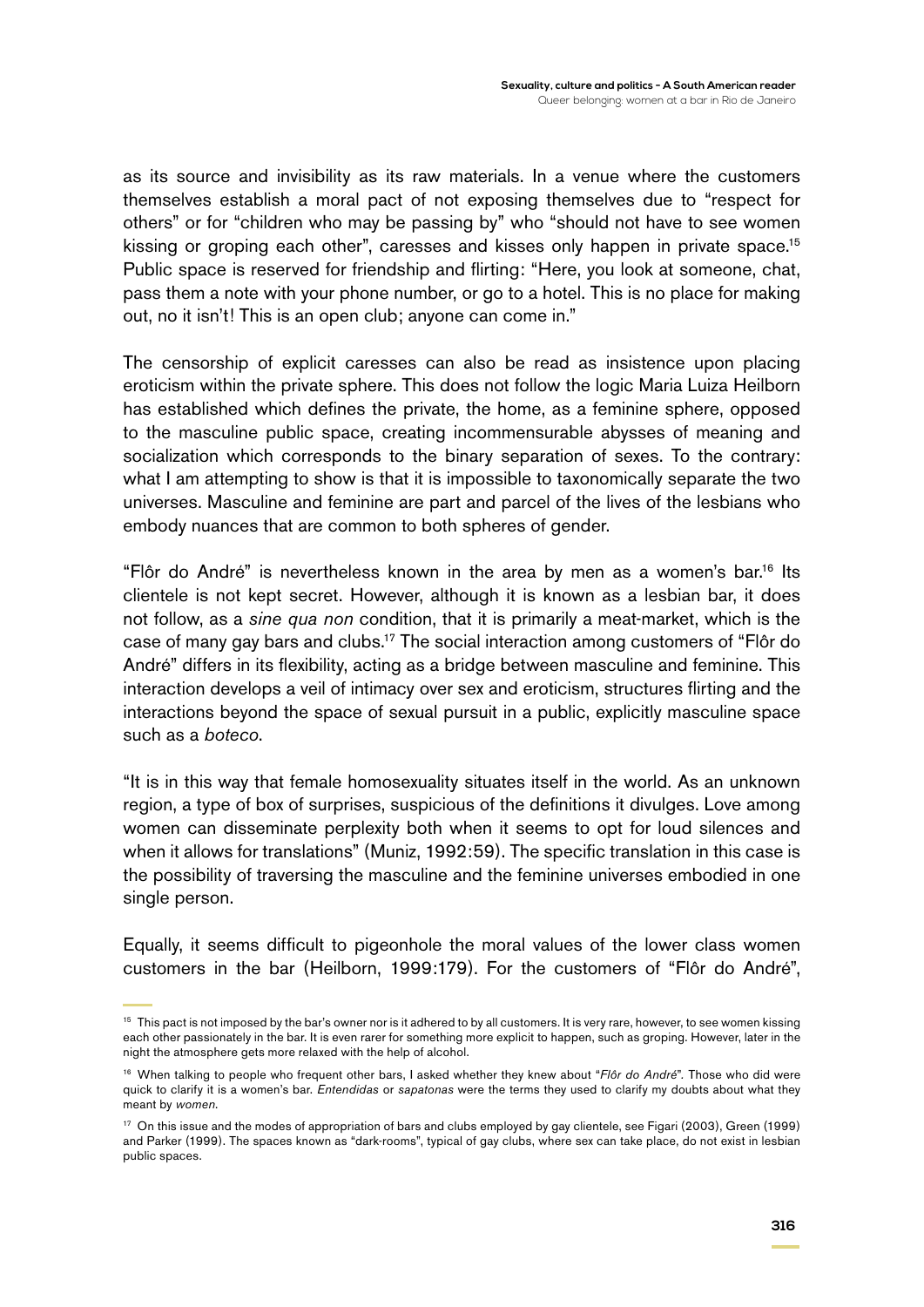as its source and invisibility as its raw materials. In a venue where the customers themselves establish a moral pact of not exposing themselves due to "respect for others" or for "children who may be passing by" who "should not have to see women kissing or groping each other", caresses and kisses only happen in private space.[15] Public space is reserved for friendship and flirting: "Here, you look at someone, chat, pass them a note with your phone number, or go to a hotel. This is no place for making out, no it isn't! This is an open club; anyone can come in."

The censorship of explicit caresses can also be read as insistence upon placing eroticism within the private sphere. This does not follow the logic Maria Luiza Heilborn has established which defines the private, the home, as a feminine sphere, opposed to the masculine public space, creating incommensurable abysses of meaning and socialization which corresponds to the binary separation of sexes. To the contrary: what I am attempting to show is that it is impossible to taxonomically separate the two universes. Masculine and feminine are part and parcel of the lives of the lesbians who embody nuances that are common to both spheres of gender.

"Flôr do André" is nevertheless known in the area by men as a women's bar.[16] Its clientele is not kept secret. However, although it is known as a lesbian bar, it does not follow, as a *sine qua non* condition, that it is primarily a meat-market, which is the case of many gay bars and clubs.[17] The social interaction among customers of "Flôr do André" differs in its flexibility, acting as a bridge between masculine and feminine. This interaction develops a veil of intimacy over sex and eroticism, structures flirting and the interactions beyond the space of sexual pursuit in a public, explicitly masculine space such as a *boteco*.

"It is in this way that female homosexuality situates itself in the world. As an unknown region, a type of box of surprises, suspicious of the definitions it divulges. Love among women can disseminate perplexity both when it seems to opt for loud silences and when it allows for translations" (Muniz, 1992:59). The specific translation in this case is the possibility of traversing the masculine and the feminine universes embodied in one single person.

Equally, it seems difficult to pigeonhole the moral values of the lower class women customers in the bar (Heilborn, 1999:179). For the customers of "Flôr do André",

---

[15] This pact is not imposed by the bar's owner nor is it adhered to by all customers. It is very rare, however, to see women kissing each other passionately in the bar. It is even rarer for something more explicit to happen, such as groping. However, later in the night the atmosphere gets more relaxed with the help of alcohol.

[16] When talking to people who frequent other bars, I asked whether they knew about "*Flôr do André*". Those who did were quick to clarify it is a women's bar. *Entendidas* or *sapatonas* were the terms they used to clarify my doubts about what they meant by *women*.

[17] On this issue and the modes of appropriation of bars and clubs employed by gay clientele, see Figari (2003), Green (1999) and Parker (1999). The spaces known as "dark-rooms", typical of gay clubs, where sex can take place, do not exist in lesbian public spaces.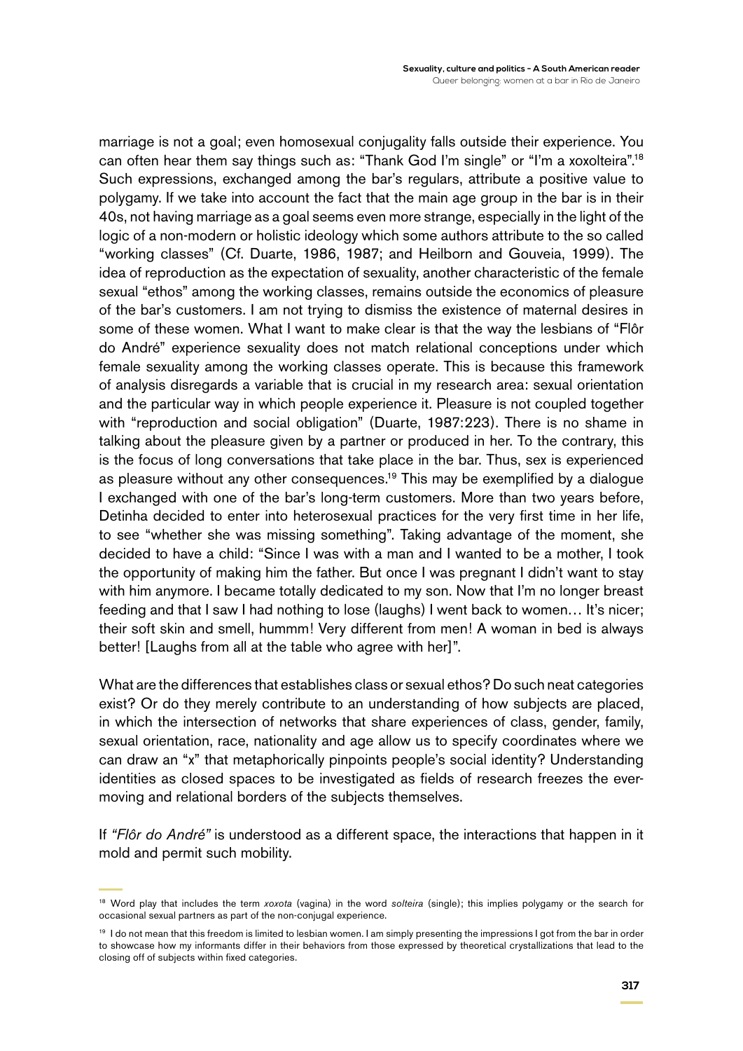marriage is not a goal; even homosexual conjugality falls outside their experience. You can often hear them say things such as: "Thank God I'm single" or "I'm a xoxolteira".[18] Such expressions, exchanged among the bar's regulars, attribute a positive value to polygamy. If we take into account the fact that the main age group in the bar is in their 40s, not having marriage as a goal seems even more strange, especially in the light of the logic of a non-modern or holistic ideology which some authors attribute to the so called "working classes" (Cf. Duarte, 1986, 1987; and Heilborn and Gouveia, 1999). The idea of reproduction as the expectation of sexuality, another characteristic of the female sexual "ethos" among the working classes, remains outside the economics of pleasure of the bar's customers. I am not trying to dismiss the existence of maternal desires in some of these women. What I want to make clear is that the way the lesbians of "Flôr do André" experience sexuality does not match relational conceptions under which female sexuality among the working classes operate. This is because this framework of analysis disregards a variable that is crucial in my research area: sexual orientation and the particular way in which people experience it. Pleasure is not coupled together with "reproduction and social obligation" (Duarte, 1987:223). There is no shame in talking about the pleasure given by a partner or produced in her. To the contrary, this is the focus of long conversations that take place in the bar. Thus, sex is experienced as pleasure without any other consequences.[19] This may be exemplified by a dialogue I exchanged with one of the bar's long-term customers. More than two years before, Detinha decided to enter into heterosexual practices for the very first time in her life, to see "whether she was missing something". Taking advantage of the moment, she decided to have a child: "Since I was with a man and I wanted to be a mother, I took the opportunity of making him the father. But once I was pregnant I didn't want to stay with him anymore. I became totally dedicated to my son. Now that I'm no longer breast feeding and that I saw I had nothing to lose (laughs) I went back to women… It's nicer; their soft skin and smell, hummm! Very different from men! A woman in bed is always better! [Laughs from all at the table who agree with her]".

What are the differences that establishes class or sexual ethos? Do such neat categories exist? Or do they merely contribute to an understanding of how subjects are placed, in which the intersection of networks that share experiences of class, gender, family, sexual orientation, race, nationality and age allow us to specify coordinates where we can draw an "x" that metaphorically pinpoints people's social identity? Understanding identities as closed spaces to be investigated as fields of research freezes the ever-moving and relational borders of the subjects themselves.

If *"Flôr do André"* is understood as a different space, the interactions that happen in it mold and permit such mobility.

---

[18] Word play that includes the term *xoxota* (vagina) in the word *solteira* (single); this implies polygamy or the search for occasional sexual partners as part of the non-conjugal experience.

[19] I do not mean that this freedom is limited to lesbian women. I am simply presenting the impressions I got from the bar in order to showcase how my informants differ in their behaviors from those expressed by theoretical crystallizations that lead to the closing off of subjects within fixed categories.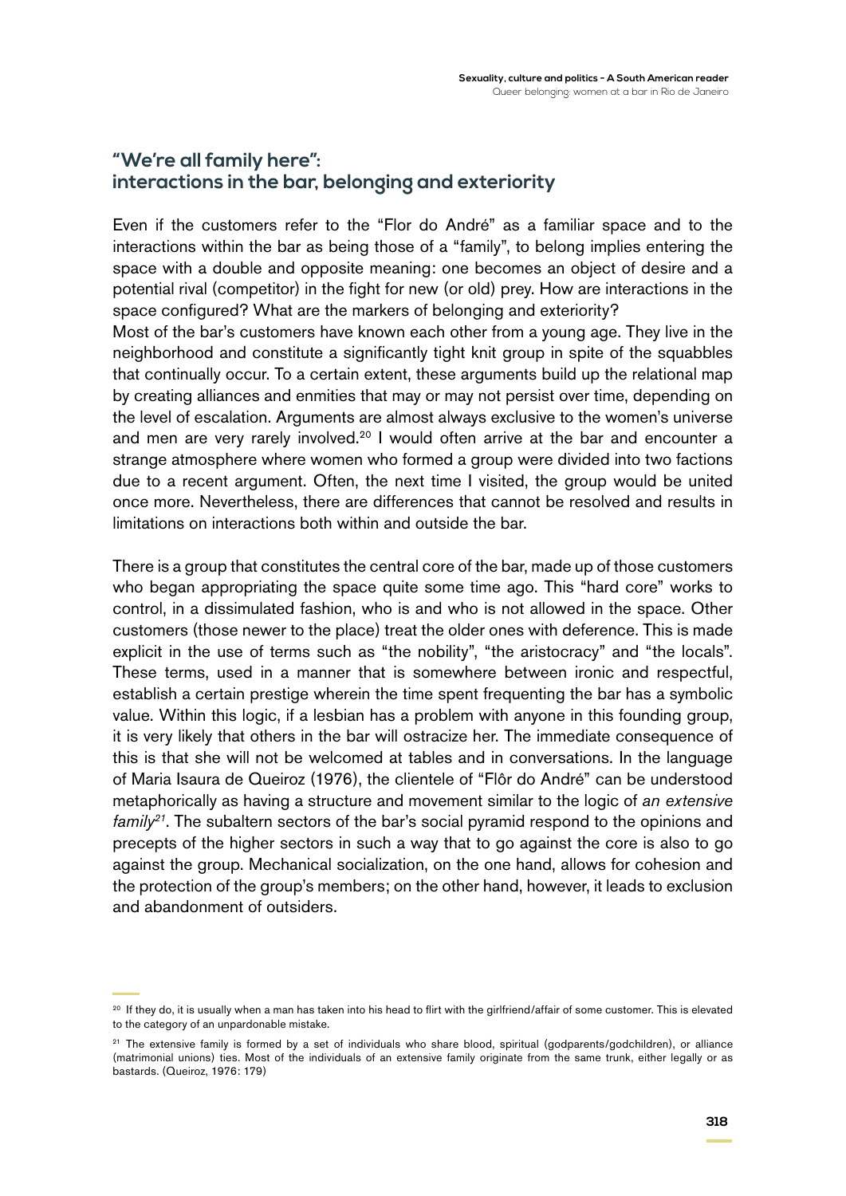## "We're all family here": interactions in the bar, belonging and exteriority

Even if the customers refer to the "Flor do André" as a familiar space and to the interactions within the bar as being those of a "family", to belong implies entering the space with a double and opposite meaning: one becomes an object of desire and a potential rival (competitor) in the fight for new (or old) prey. How are interactions in the space configured? What are the markers of belonging and exteriority?

Most of the bar's customers have known each other from a young age. They live in the neighborhood and constitute a significantly tight knit group in spite of the squabbles that continually occur. To a certain extent, these arguments build up the relational map by creating alliances and enmities that may or may not persist over time, depending on the level of escalation. Arguments are almost always exclusive to the women's universe and men are very rarely involved.[20] I would often arrive at the bar and encounter a strange atmosphere where women who formed a group were divided into two factions due to a recent argument. Often, the next time I visited, the group would be united once more. Nevertheless, there are differences that cannot be resolved and results in limitations on interactions both within and outside the bar.

There is a group that constitutes the central core of the bar, made up of those customers who began appropriating the space quite some time ago. This "hard core" works to control, in a dissimulated fashion, who is and who is not allowed in the space. Other customers (those newer to the place) treat the older ones with deference. This is made explicit in the use of terms such as "the nobility", "the aristocracy" and "the locals". These terms, used in a manner that is somewhere between ironic and respectful, establish a certain prestige wherein the time spent frequenting the bar has a symbolic value. Within this logic, if a lesbian has a problem with anyone in this founding group, it is very likely that others in the bar will ostracize her. The immediate consequence of this is that she will not be welcomed at tables and in conversations. In the language of Maria Isaura de Queiroz (1976), the clientele of "Flôr do André" can be understood metaphorically as having a structure and movement similar to the logic of *an extensive family*[21]. The subaltern sectors of the bar's social pyramid respond to the opinions and precepts of the higher sectors in such a way that to go against the core is also to go against the group. Mechanical socialization, on the one hand, allows for cohesion and the protection of the group's members; on the other hand, however, it leads to exclusion and abandonment of outsiders.

---

[20] If they do, it is usually when a man has taken into his head to flirt with the girlfriend/affair of some customer. This is elevated to the category of an unpardonable mistake.

[21] The extensive family is formed by a set of individuals who share blood, spiritual (godparents/godchildren), or alliance (matrimonial unions) ties. Most of the individuals of an extensive family originate from the same trunk, either legally or as bastards. (Queiroz, 1976: 179)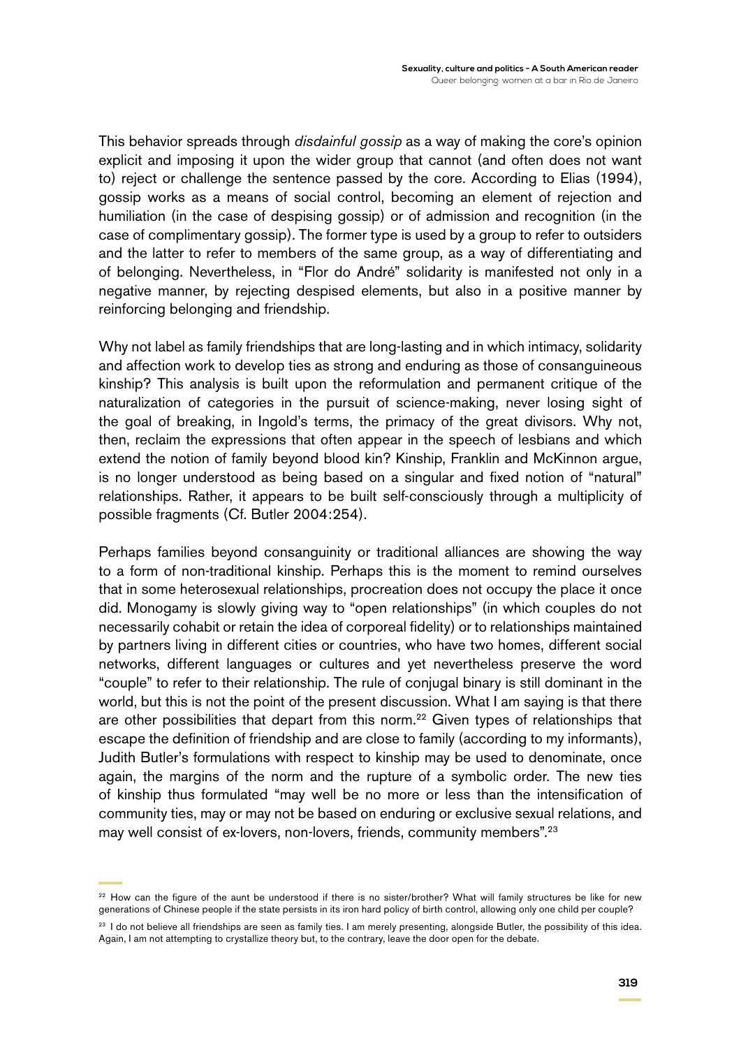This behavior spreads through *disdainful gossip* as a way of making the core's opinion explicit and imposing it upon the wider group that cannot (and often does not want to) reject or challenge the sentence passed by the core. According to Elias (1994), gossip works as a means of social control, becoming an element of rejection and humiliation (in the case of despising gossip) or of admission and recognition (in the case of complimentary gossip). The former type is used by a group to refer to outsiders and the latter to refer to members of the same group, as a way of differentiating and of belonging. Nevertheless, in "Flor do André" solidarity is manifested not only in a negative manner, by rejecting despised elements, but also in a positive manner by reinforcing belonging and friendship.

Why not label as family friendships that are long-lasting and in which intimacy, solidarity and affection work to develop ties as strong and enduring as those of consanguineous kinship? This analysis is built upon the reformulation and permanent critique of the naturalization of categories in the pursuit of science-making, never losing sight of the goal of breaking, in Ingold's terms, the primacy of the great divisors. Why not, then, reclaim the expressions that often appear in the speech of lesbians and which extend the notion of family beyond blood kin? Kinship, Franklin and McKinnon argue, is no longer understood as being based on a singular and fixed notion of "natural" relationships. Rather, it appears to be built self-consciously through a multiplicity of possible fragments (Cf. Butler 2004:254).

Perhaps families beyond consanguinity or traditional alliances are showing the way to a form of non-traditional kinship. Perhaps this is the moment to remind ourselves that in some heterosexual relationships, procreation does not occupy the place it once did. Monogamy is slowly giving way to "open relationships" (in which couples do not necessarily cohabit or retain the idea of corporeal fidelity) or to relationships maintained by partners living in different cities or countries, who have two homes, different social networks, different languages or cultures and yet nevertheless preserve the word "couple" to refer to their relationship. The rule of conjugal binary is still dominant in the world, but this is not the point of the present discussion. What I am saying is that there are other possibilities that depart from this norm.[22] Given types of relationships that escape the definition of friendship and are close to family (according to my informants), Judith Butler's formulations with respect to kinship may be used to denominate, once again, the margins of the norm and the rupture of a symbolic order. The new ties of kinship thus formulated "may well be no more or less than the intensification of community ties, may or may not be based on enduring or exclusive sexual relations, and may well consist of ex-lovers, non-lovers, friends, community members".[23]

[22] How can the figure of the aunt be understood if there is no sister/brother? What will family structures be like for new generations of Chinese people if the state persists in its iron hard policy of birth control, allowing only one child per couple?

[23] I do not believe all friendships are seen as family ties. I am merely presenting, alongside Butler, the possibility of this idea. Again, I am not attempting to crystallize theory but, to the contrary, leave the door open for the debate.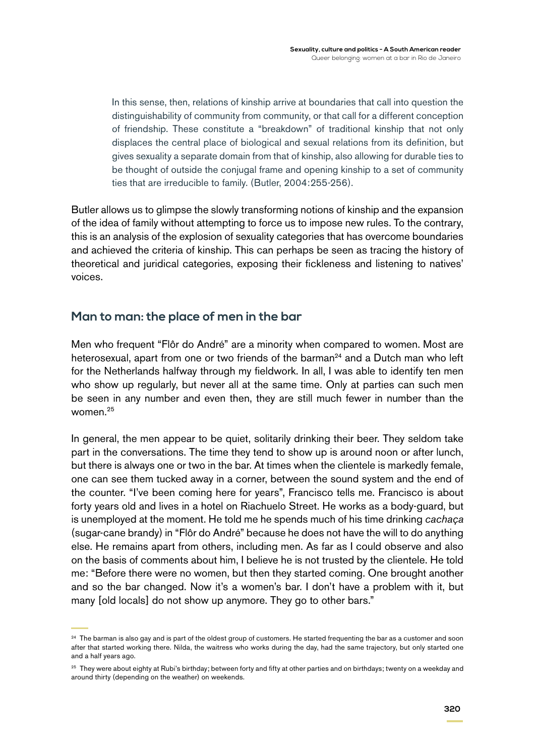> In this sense, then, relations of kinship arrive at boundaries that call into question the distinguishability of community from community, or that call for a different conception of friendship. These constitute a "breakdown" of traditional kinship that not only displaces the central place of biological and sexual relations from its definition, but gives sexuality a separate domain from that of kinship, also allowing for durable ties to be thought of outside the conjugal frame and opening kinship to a set of community ties that are irreducible to family. (Butler, 2004:255-256).

Butler allows us to glimpse the slowly transforming notions of kinship and the expansion of the idea of family without attempting to force us to impose new rules. To the contrary, this is an analysis of the explosion of sexuality categories that has overcome boundaries and achieved the criteria of kinship. This can perhaps be seen as tracing the history of theoretical and juridical categories, exposing their fickleness and listening to natives' voices.

## Man to man: the place of men in the bar

Men who frequent "Flôr do André" are a minority when compared to women. Most are heterosexual, apart from one or two friends of the barman[24] and a Dutch man who left for the Netherlands halfway through my fieldwork. In all, I was able to identify ten men who show up regularly, but never all at the same time. Only at parties can such men be seen in any number and even then, they are still much fewer in number than the women.[25]

In general, the men appear to be quiet, solitarily drinking their beer. They seldom take part in the conversations. The time they tend to show up is around noon or after lunch, but there is always one or two in the bar. At times when the clientele is markedly female, one can see them tucked away in a corner, between the sound system and the end of the counter. "I've been coming here for years", Francisco tells me. Francisco is about forty years old and lives in a hotel on Riachuelo Street. He works as a body-guard, but is unemployed at the moment. He told me he spends much of his time drinking *cachaça* (sugar-cane brandy) in "Flôr do André" because he does not have the will to do anything else. He remains apart from others, including men. As far as I could observe and also on the basis of comments about him, I believe he is not trusted by the clientele. He told me: "Before there were no women, but then they started coming. One brought another and so the bar changed. Now it's a women's bar. I don't have a problem with it, but many [old locals] do not show up anymore. They go to other bars."

---

[24] The barman is also gay and is part of the oldest group of customers. He started frequenting the bar as a customer and soon after that started working there. Nilda, the waitress who works during the day, had the same trajectory, but only started one and a half years ago.

[25] They were about eighty at Rubi's birthday; between forty and fifty at other parties and on birthdays; twenty on a weekday and around thirty (depending on the weather) on weekends.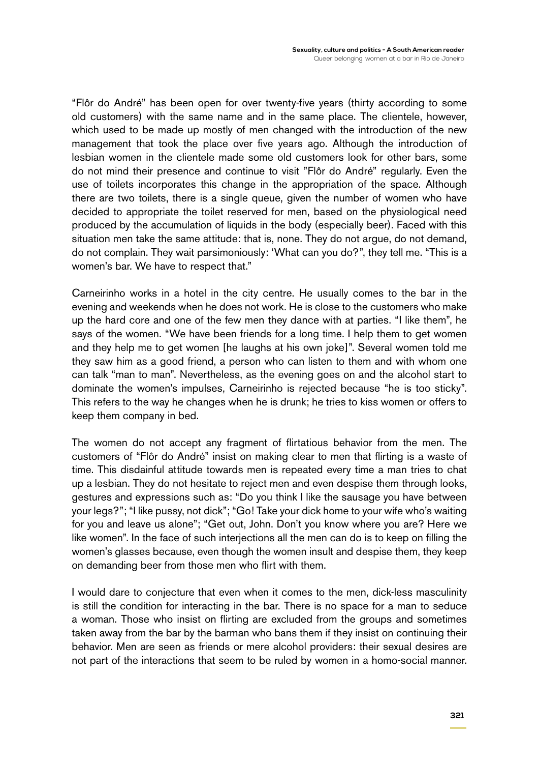"Flôr do André" has been open for over twenty-five years (thirty according to some old customers) with the same name and in the same place. The clientele, however, which used to be made up mostly of men changed with the introduction of the new management that took the place over five years ago. Although the introduction of lesbian women in the clientele made some old customers look for other bars, some do not mind their presence and continue to visit "Flôr do André" regularly. Even the use of toilets incorporates this change in the appropriation of the space. Although there are two toilets, there is a single queue, given the number of women who have decided to appropriate the toilet reserved for men, based on the physiological need produced by the accumulation of liquids in the body (especially beer). Faced with this situation men take the same attitude: that is, none. They do not argue, do not demand, do not complain. They wait parsimoniously: 'What can you do?", they tell me. "This is a women's bar. We have to respect that."

Carneirinho works in a hotel in the city centre. He usually comes to the bar in the evening and weekends when he does not work. He is close to the customers who make up the hard core and one of the few men they dance with at parties. "I like them", he says of the women. "We have been friends for a long time. I help them to get women and they help me to get women [he laughs at his own joke]". Several women told me they saw him as a good friend, a person who can listen to them and with whom one can talk "man to man". Nevertheless, as the evening goes on and the alcohol start to dominate the women's impulses, Carneirinho is rejected because "he is too sticky". This refers to the way he changes when he is drunk; he tries to kiss women or offers to keep them company in bed.

The women do not accept any fragment of flirtatious behavior from the men. The customers of "Flôr do André" insist on making clear to men that flirting is a waste of time. This disdainful attitude towards men is repeated every time a man tries to chat up a lesbian. They do not hesitate to reject men and even despise them through looks, gestures and expressions such as: "Do you think I like the sausage you have between your legs?"; "I like pussy, not dick"; "Go! Take your dick home to your wife who's waiting for you and leave us alone"; "Get out, John. Don't you know where you are? Here we like women". In the face of such interjections all the men can do is to keep on filling the women's glasses because, even though the women insult and despise them, they keep on demanding beer from those men who flirt with them.

I would dare to conjecture that even when it comes to the men, dick-less masculinity is still the condition for interacting in the bar. There is no space for a man to seduce a woman. Those who insist on flirting are excluded from the groups and sometimes taken away from the bar by the barman who bans them if they insist on continuing their behavior. Men are seen as friends or mere alcohol providers: their sexual desires are not part of the interactions that seem to be ruled by women in a homo-social manner.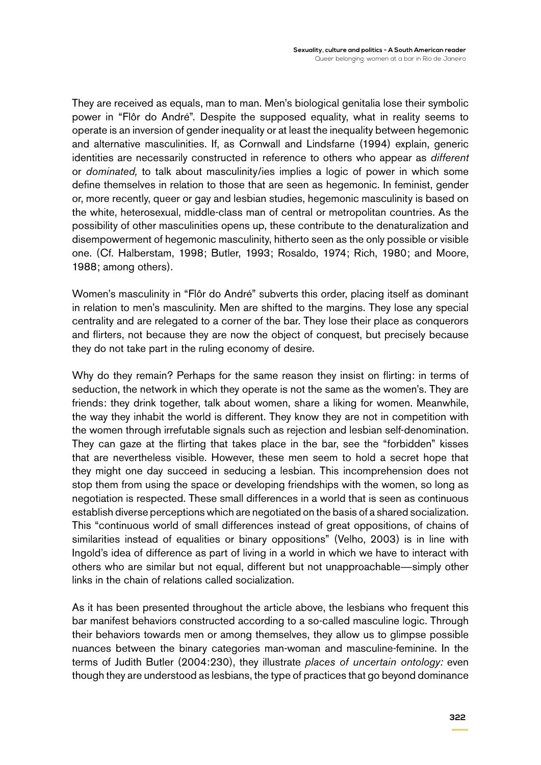They are received as equals, man to man. Men's biological genitalia lose their symbolic power in "Flôr do André". Despite the supposed equality, what in reality seems to operate is an inversion of gender inequality or at least the inequality between hegemonic and alternative masculinities. If, as Cornwall and Lindsfarne (1994) explain, generic identities are necessarily constructed in reference to others who appear as *different* or *dominated,* to talk about masculinity/ies implies a logic of power in which some define themselves in relation to those that are seen as hegemonic. In feminist, gender or, more recently, queer or gay and lesbian studies, hegemonic masculinity is based on the white, heterosexual, middle-class man of central or metropolitan countries. As the possibility of other masculinities opens up, these contribute to the denaturalization and disempowerment of hegemonic masculinity, hitherto seen as the only possible or visible one. (Cf. Halberstam, 1998; Butler, 1993; Rosaldo, 1974; Rich, 1980; and Moore, 1988; among others).

Women's masculinity in "Flôr do André" subverts this order, placing itself as dominant in relation to men's masculinity. Men are shifted to the margins. They lose any special centrality and are relegated to a corner of the bar. They lose their place as conquerors and flirters, not because they are now the object of conquest, but precisely because they do not take part in the ruling economy of desire.

Why do they remain? Perhaps for the same reason they insist on flirting: in terms of seduction, the network in which they operate is not the same as the women's. They are friends: they drink together, talk about women, share a liking for women. Meanwhile, the way they inhabit the world is different. They know they are not in competition with the women through irrefutable signals such as rejection and lesbian self-denomination. They can gaze at the flirting that takes place in the bar, see the "forbidden" kisses that are nevertheless visible. However, these men seem to hold a secret hope that they might one day succeed in seducing a lesbian. This incomprehension does not stop them from using the space or developing friendships with the women, so long as negotiation is respected. These small differences in a world that is seen as continuous establish diverse perceptions which are negotiated on the basis of a shared socialization. This "continuous world of small differences instead of great oppositions, of chains of similarities instead of equalities or binary oppositions" (Velho, 2003) is in line with Ingold's idea of difference as part of living in a world in which we have to interact with others who are similar but not equal, different but not unapproachable—simply other links in the chain of relations called socialization.

As it has been presented throughout the article above, the lesbians who frequent this bar manifest behaviors constructed according to a so-called masculine logic. Through their behaviors towards men or among themselves, they allow us to glimpse possible nuances between the binary categories man-woman and masculine-feminine. In the terms of Judith Butler (2004:230), they illustrate *places of uncertain ontology:* even though they are understood as lesbians, the type of practices that go beyond dominance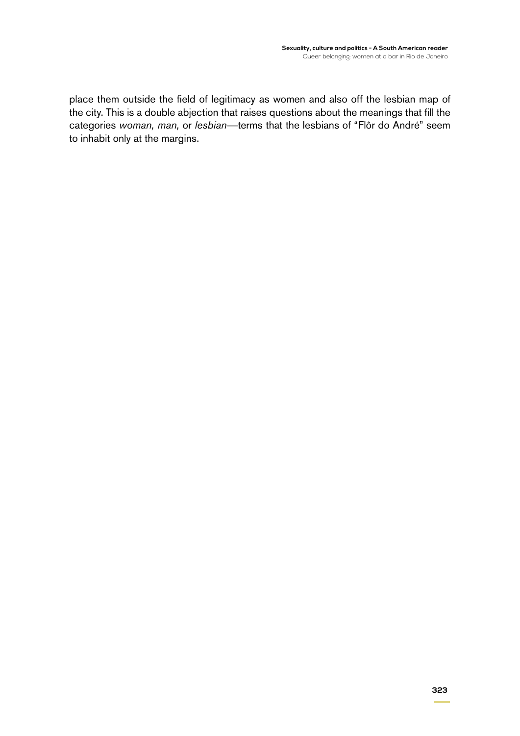place them outside the field of legitimacy as women and also off the lesbian map of the city. This is a double abjection that raises questions about the meanings that fill the categories *woman, man,* or *lesbian*—terms that the lesbians of “Flôr do André” seem to inhabit only at the margins.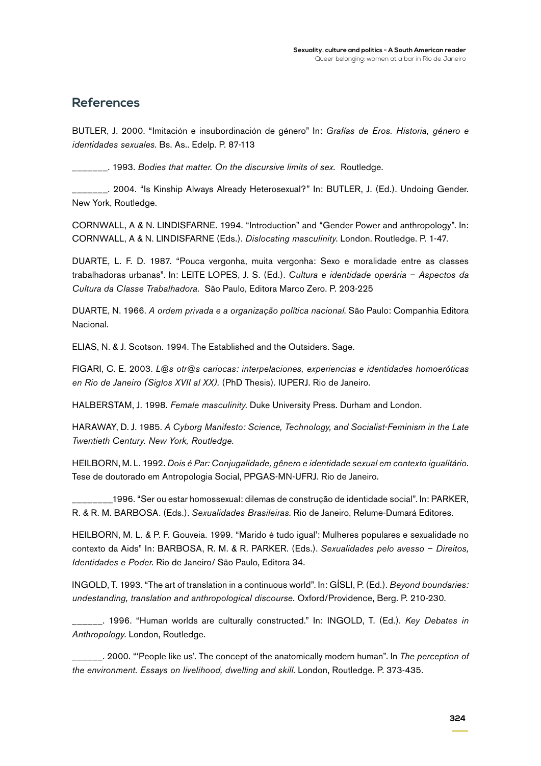## References

BUTLER, J. 2000. "Imitación e insubordinación de género" In: *Grafías de Eros. Historia, género e identidades sexuales*. Bs. As.. Edelp. P. 87-113

_______. 1993. *Bodies that matter. On the discursive limits of sex.* Routledge.

_______. 2004. "Is Kinship Always Already Heterosexual?" In: BUTLER, J. (Ed.). Undoing Gender. New York, Routledge.

CORNWALL, A & N. LINDISFARNE. 1994. "Introduction" and "Gender Power and anthropology". In: CORNWALL, A & N. LINDISFARNE (Eds.). *Dislocating masculinity.* London. Routledge. P. 1-47.

DUARTE, L. F. D. 1987. "Pouca vergonha, muita vergonha: Sexo e moralidade entre as classes trabalhadoras urbanas". In: LEITE LOPES, J. S. (Ed.). *Cultura e identidade operária – Aspectos da Cultura da Classe Trabalhadora.* São Paulo, Editora Marco Zero. P. 203-225

DUARTE, N. 1966. *A ordem privada e a organização política nacional*. São Paulo: Companhia Editora Nacional.

ELIAS, N. & J. Scotson. 1994. The Established and the Outsiders. Sage.

FIGARI, C. E. 2003. *L@s otr@s cariocas: interpelaciones, experiencias e identidades homoeróticas en Rio de Janeiro (Siglos XVII al XX).* (PhD Thesis). IUPERJ. Rio de Janeiro.

HALBERSTAM, J. 1998. *Female masculinity*. Duke University Press. Durham and London.

HARAWAY, D. J. 1985. *A Cyborg Manifesto: Science, Technology, and Socialist-Feminism in the Late Twentieth Century. New York, Routledge.*

HEILBORN, M. L. 1992. *Dois é Par: Conjugalidade, gênero e identidade sexual em contexto igualitário.* Tese de doutorado em Antropologia Social, PPGAS-MN-UFRJ. Rio de Janeiro.

________1996. "Ser ou estar homossexual: dilemas de construção de identidade social". In: PARKER, R. & R. M. BARBOSA. (Eds.). *Sexualidades Brasileiras*. Rio de Janeiro, Relume-Dumará Editores.

HEILBORN, M. L. & P. F. Gouveia. 1999. "Marido è tudo igual': Mulheres populares e sexualidade no contexto da Aids" In: BARBOSA, R. M. & R. PARKER. (Eds.). *Sexualidades pelo avesso – Direitos, Identidades e Poder.* Rio de Janeiro/ São Paulo, Editora 34.

INGOLD, T. 1993. "The art of translation in a continuous world". In: GÍSLI, P. (Ed.). *Beyond boundaries: undestanding, translation and anthropological discourse.* Oxford/Providence, Berg. P. 210-230.

______. 1996. "Human worlds are culturally constructed." In: INGOLD, T. (Ed.). *Key Debates in Anthropology.* London, Routledge.

______. 2000. "'People like us'. The concept of the anatomically modern human". In *The perception of the environment. Essays on livelihood, dwelling and skill*. London, Routledge. P. 373-435.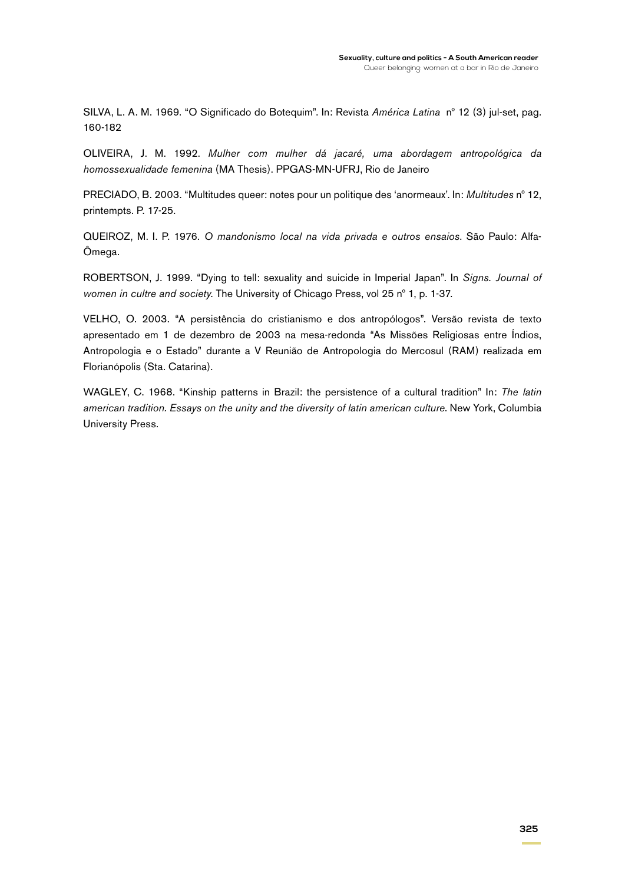SILVA, L. A. M. 1969. "O Significado do Botequim". In: Revista *América Latina* nº 12 (3) jul-set, pag. 160-182

OLIVEIRA, J. M. 1992. *Mulher com mulher dá jacaré, uma abordagem antropológica da homossexualidade femenina* (MA Thesis). PPGAS-MN-UFRJ, Rio de Janeiro

PRECIADO, B. 2003. "Multitudes queer: notes pour un politique des 'anormeaux'. In: *Multitudes* nº 12, printempts. P. 17-25.

QUEIROZ, M. I. P. 1976. *O mandonismo local na vida privada e outros ensaios*. São Paulo: Alfa-Ômega.

ROBERTSON, J. 1999. "Dying to tell: sexuality and suicide in Imperial Japan". In *Signs. Journal of women in cultre and society*. The University of Chicago Press, vol 25 nº 1, p. 1-37.

VELHO, O. 2003. "A persistência do cristianismo e dos antropólogos". Versão revista de texto apresentado em 1 de dezembro de 2003 na mesa-redonda "As Missões Religiosas entre Índios, Antropologia e o Estado" durante a V Reunião de Antropologia do Mercosul (RAM) realizada em Florianópolis (Sta. Catarina).

WAGLEY, C. 1968. "Kinship patterns in Brazil: the persistence of a cultural tradition" In: *The latin american tradition. Essays on the unity and the diversity of latin american culture*. New York, Columbia University Press.